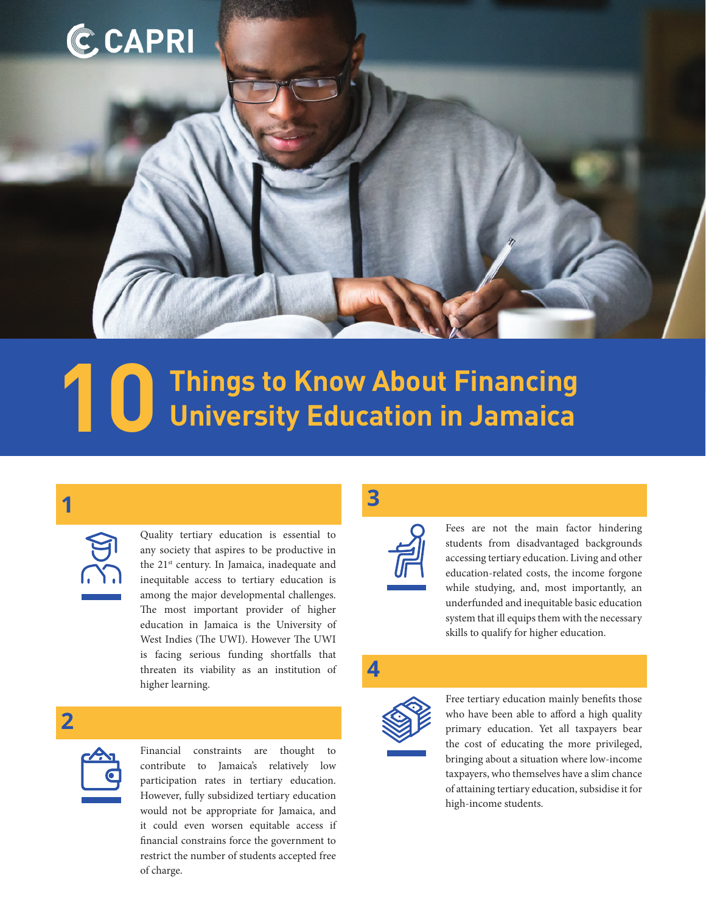CAPRI

# 10 Things to Know About Financing University Education in Jamaica

## 1

Quality tertiary education is essential to any society that aspires to be productive in the 21st century. In Jamaica, inadequate and inequitable access to tertiary education is among the major developmental challenges. The most important provider of higher education in Jamaica is the University of West Indies (The UWI). However The UWI is facing serious funding shortfalls that threaten its viability as an institution of higher learning.

## 2

Financial constraints are thought to contribute to Jamaica's relatively low participation rates in tertiary education. However, fully subsidized tertiary education would not be appropriate for Jamaica, and it could even worsen equitable access if financial constrains force the government to restrict the number of students accepted free of charge.

## 3

Fees are not the main factor hindering students from disadvantaged backgrounds accessing tertiary education. Living and other education-related costs, the income forgone while studying, and, most importantly, an underfunded and inequitable basic education system that ill equips them with the necessary skills to qualify for higher education.

## 4

Free tertiary education mainly benefits those who have been able to afford a high quality primary education. Yet all taxpayers bear the cost of educating the more privileged, bringing about a situation where low-income taxpayers, who themselves have a slim chance of attaining tertiary education, subsidise it for high-income students.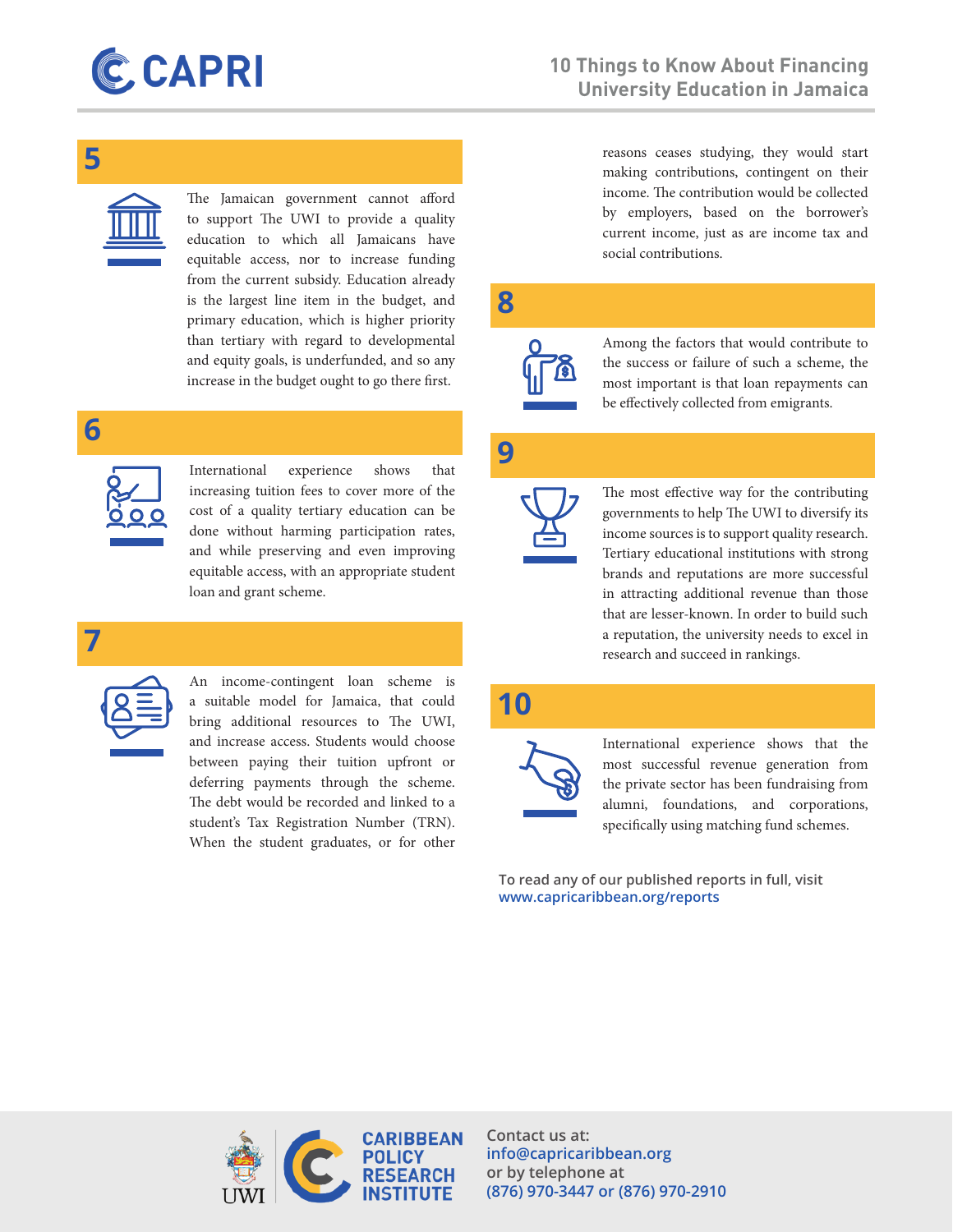## 5

The Jamaican government cannot afford to support The UWI to provide a quality education to which all Jamaicans have equitable access, nor to increase funding from the current subsidy. Education already is the largest line item in the budget, and primary education, which is higher priority than tertiary with regard to developmental and equity goals, is underfunded, and so any increase in the budget ought to go there first.

## 6

International experience shows that increasing tuition fees to cover more of the cost of a quality tertiary education can be done without harming participation rates, and while preserving and even improving equitable access, with an appropriate student loan and grant scheme.

## 7

An income-contingent loan scheme is a suitable model for Jamaica, that could bring additional resources to The UWI, and increase access. Students would choose between paying their tuition upfront or deferring payments through the scheme. The debt would be recorded and linked to a student's Tax Registration Number (TRN). When the student graduates, or for other reasons ceases studying, they would start making contributions, contingent on their income. The contribution would be collected by employers, based on the borrower's current income, just as are income tax and social contributions.

## 8

Among the factors that would contribute to the success or failure of such a scheme, the most important is that loan repayments can be effectively collected from emigrants.

## 9

The most effective way for the contributing governments to help The UWI to diversify its income sources is to support quality research. Tertiary educational institutions with strong brands and reputations are more successful in attracting additional revenue than those that are lesser-known. In order to build such a reputation, the university needs to excel in research and succeed in rankings.

## 10

International experience shows that the most successful revenue generation from the private sector has been fundraising from alumni, foundations, and corporations, specifically using matching fund schemes.

To read any of our published reports in full, visit
www.capricaribbean.org/reports

CARIBBEAN POLICY RESEARCH INSTITUTE

Contact us at:
info@capricaribbean.org
or by telephone at
(876) 970-3447 or (876) 970-2910